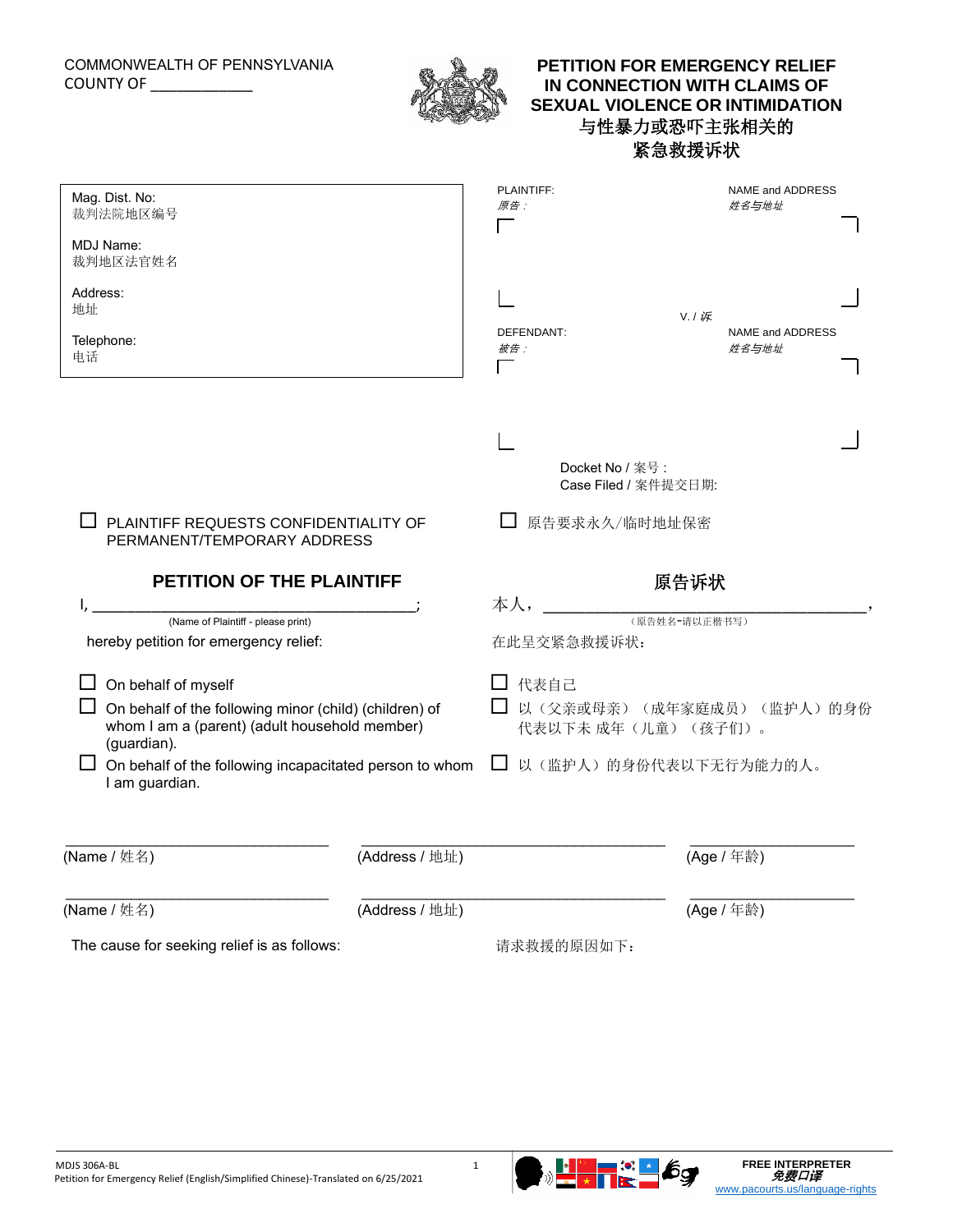COMMONWEALTH OF PENNSYLVANIA
COUNTY OF ____________

# PETITION FOR EMERGENCY RELIEF IN CONNECTION WITH CLAIMS OF SEXUAL VIOLENCE OR INTIMIDATION
# 与性暴力或恐吓主张相关的紧急救援诉状

| | |
|---|---|
| Mag. Dist. No:<br>裁判法院地区编号<br><br>MDJ Name:<br>裁判地区法官姓名<br><br>Address:<br>地址<br><br>Telephone:<br>电话 | PLAINTIFF: *原告：* NAME and ADDRESS *姓名与地址*<br><br>V. / *诉*<br><br>DEFENDANT: *被告：* NAME and ADDRESS *姓名与地址*<br><br>Docket No / 案号：<br>Case Filed / 案件提交日期: |

☐ PLAINTIFF REQUESTS CONFIDENTIALITY OF PERMANENT/TEMPORARY ADDRESS

☐ 原告要求永久/临时地址保密

## PETITION OF THE PLAINTIFF

I, ________________________________________;
(Name of Plaintiff - please print)

hereby petition for emergency relief:

☐ On behalf of myself

☐ On behalf of the following minor (child) (children) of whom I am a (parent) (adult household member) (guardian).

☐ On behalf of the following incapacitated person to whom I am guardian.

## 原告诉状

本人，________________________________________，
（原告姓名-请以正楷书写）

在此呈交紧急救援诉状：

☐ 代表自己

☐ 以（父亲或母亲）（成年家庭成员）（监护人）的身份代表以下未 成年（儿童）（孩子们）。

☐ 以（监护人）的身份代表以下无行为能力的人。

| (Name / 姓名) | (Address / 地址) | (Age / 年龄) |
|---|---|---|
| | | |
| | | |

The cause for seeking relief is as follows:

请求救援的原因如下：

MDJS 306A-BL
Petition for Emergency Relief (English/Simplified Chinese)-Translated on 6/25/2021

FREE INTERPRETER
*免费口译*
www.pacourts.us/language-rights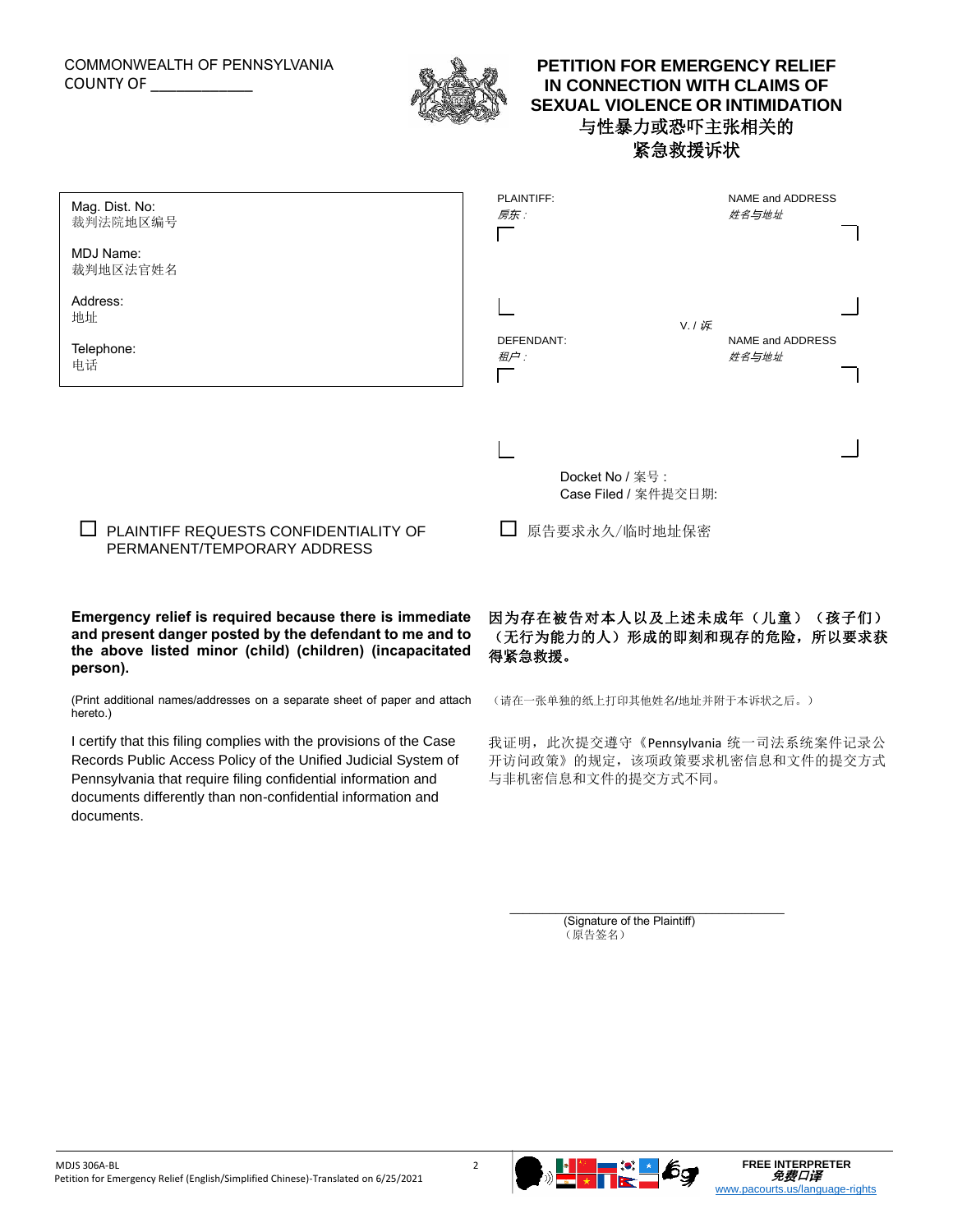COMMONWEALTH OF PENNSYLVANIA
COUNTY OF ____________

# PETITION FOR EMERGENCY RELIEF IN CONNECTION WITH CLAIMS OF SEXUAL VIOLENCE OR INTIMIDATION
# 与性暴力或恐吓主张相关的 紧急救援诉状

| | |
|---|---|
| Mag. Dist. No:<br>裁判法院地区编号<br><br>MDJ Name:<br>裁判地区法官姓名<br><br>Address:<br>地址<br><br>Telephone:<br>电话 | PLAINTIFF: NAME and ADDRESS<br>*房东：* *姓名与地址*<br><br>V. / *诉*<br><br>DEFENDANT: NAME and ADDRESS<br>*租户：* *姓名与地址* |

Docket No / 案号：
Case Filed / 案件提交日期:

☐ PLAINTIFF REQUESTS CONFIDENTIALITY OF PERMANENT/TEMPORARY ADDRESS

☐ 原告要求永久/临时地址保密

**Emergency relief is required because there is immediate and present danger posted by the defendant to me and to the above listed minor (child) (children) (incapacitated person).**

**因为存在被告对本人以及上述未成年（儿童）（孩子们）（无行为能力的人）形成的即刻和现存的危险，所以要求获得紧急救援。**

(Print additional names/addresses on a separate sheet of paper and attach hereto.)

（请在一张单独的纸上打印其他姓名/地址并附于本诉状之后。）

I certify that this filing complies with the provisions of the Case Records Public Access Policy of the Unified Judicial System of Pennsylvania that require filing confidential information and documents differently than non-confidential information and documents.

我证明，此次提交遵守《Pennsylvania 统一司法系统案件记录公开访问政策》的规定，该项政策要求机密信息和文件的提交方式与非机密信息和文件的提交方式不同。

______________________________
(Signature of the Plaintiff)
（原告签名）

MDJS 306A-BL
Petition for Emergency Relief (English/Simplified Chinese)-Translated on 6/25/2021

FREE INTERPRETER
*免费口译*
www.pacourts.us/language-rights